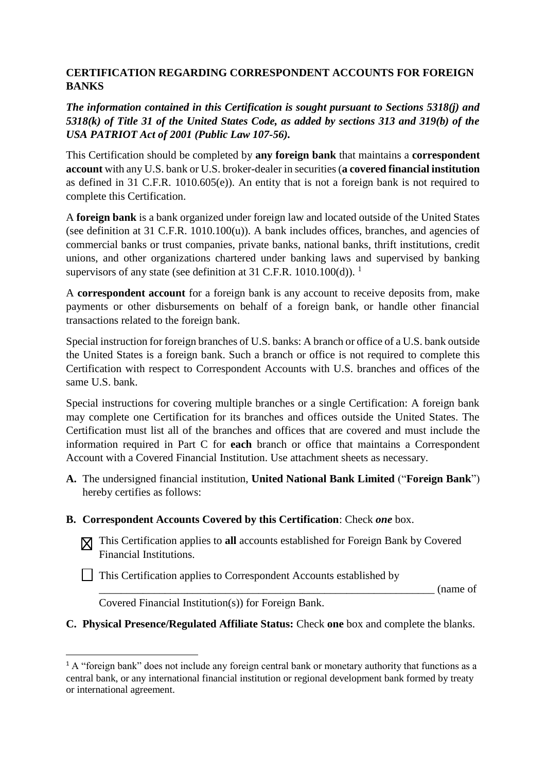## CERTIFICATION REGARDING CORRESPONDENT ACCOUNTS FOR FOREIGN BANKS

***The information contained in this Certification is sought pursuant to Sections 5318(j) and 5318(k) of Title 31 of the United States Code, as added by sections 313 and 319(b) of the USA PATRIOT Act of 2001 (Public Law 107-56).***

This Certification should be completed by **any foreign bank** that maintains a **correspondent account** with any U.S. bank or U.S. broker-dealer in securities (**a covered financial institution** as defined in 31 C.F.R. 1010.605(e)). An entity that is not a foreign bank is not required to complete this Certification.

A **foreign bank** is a bank organized under foreign law and located outside of the United States (see definition at 31 C.F.R. 1010.100(u)). A bank includes offices, branches, and agencies of commercial banks or trust companies, private banks, national banks, thrift institutions, credit unions, and other organizations chartered under banking laws and supervised by banking supervisors of any state (see definition at 31 C.F.R. 1010.100(d)). [1]

A **correspondent account** for a foreign bank is any account to receive deposits from, make payments or other disbursements on behalf of a foreign bank, or handle other financial transactions related to the foreign bank.

Special instruction for foreign branches of U.S. banks: A branch or office of a U.S. bank outside the United States is a foreign bank. Such a branch or office is not required to complete this Certification with respect to Correspondent Accounts with U.S. branches and offices of the same U.S. bank.

Special instructions for covering multiple branches or a single Certification: A foreign bank may complete one Certification for its branches and offices outside the United States. The Certification must list all of the branches and offices that are covered and must include the information required in Part C for **each** branch or office that maintains a Correspondent Account with a Covered Financial Institution. Use attachment sheets as necessary.

**A.** The undersigned financial institution, **United National Bank Limited** ("**Foreign Bank**") hereby certifies as follows:

**B. Correspondent Accounts Covered by this Certification**: Check ***one*** box.

- ☒ This Certification applies to **all** accounts established for Foreign Bank by Covered Financial Institutions.

- ☐ This Certification applies to Correspondent Accounts established by ________________________________________________________________ (name of Covered Financial Institution(s)) for Foreign Bank.

**C. Physical Presence/Regulated Affiliate Status:** Check **one** box and complete the blanks.

---

[1] A "foreign bank" does not include any foreign central bank or monetary authority that functions as a central bank, or any international financial institution or regional development bank formed by treaty or international agreement.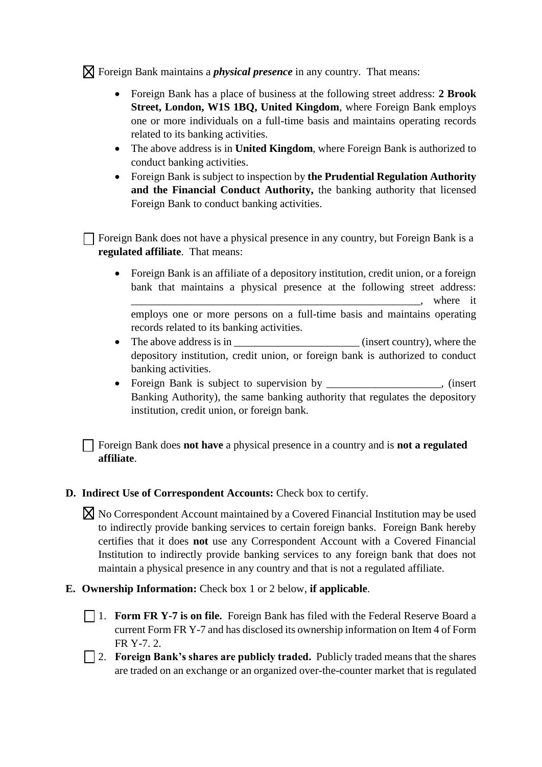☒ Foreign Bank maintains a ***physical presence*** in any country. That means:

- Foreign Bank has a place of business at the following street address: **2 Brook Street, London, W1S 1BQ, United Kingdom**, where Foreign Bank employs one or more individuals on a full-time basis and maintains operating records related to its banking activities.
- The above address is in **United Kingdom**, where Foreign Bank is authorized to conduct banking activities.
- Foreign Bank is subject to inspection by **the Prudential Regulation Authority and the Financial Conduct Authority,** the banking authority that licensed Foreign Bank to conduct banking activities.

☐ Foreign Bank does not have a physical presence in any country, but Foreign Bank is a **regulated affiliate**. That means:

- Foreign Bank is an affiliate of a depository institution, credit union, or a foreign bank that maintains a physical presence at the following street address: \_\_\_\_\_\_\_\_\_\_\_\_\_\_\_\_\_\_\_\_\_\_\_\_\_\_\_\_\_\_\_\_\_\_\_\_\_\_\_\_\_\_\_\_\_\_\_\_\_\_, where it employs one or more persons on a full-time basis and maintains operating records related to its banking activities.
- The above address is in \_\_\_\_\_\_\_\_\_\_\_\_\_\_\_\_\_\_\_\_\_\_ (insert country), where the depository institution, credit union, or foreign bank is authorized to conduct banking activities.
- Foreign Bank is subject to supervision by \_\_\_\_\_\_\_\_\_\_\_\_\_\_\_\_\_\_\_\_, (insert Banking Authority), the same banking authority that regulates the depository institution, credit union, or foreign bank.

☐ Foreign Bank does **not have** a physical presence in a country and is **not a regulated affiliate**.

**D. Indirect Use of Correspondent Accounts:** Check box to certify.

☒ No Correspondent Account maintained by a Covered Financial Institution may be used to indirectly provide banking services to certain foreign banks. Foreign Bank hereby certifies that it does **not** use any Correspondent Account with a Covered Financial Institution to indirectly provide banking services to any foreign bank that does not maintain a physical presence in any country and that is not a regulated affiliate.

**E. Ownership Information:** Check box 1 or 2 below, **if applicable**.

☐ 1. **Form FR Y-7 is on file.** Foreign Bank has filed with the Federal Reserve Board a current Form FR Y-7 and has disclosed its ownership information on Item 4 of Form FR Y-7. 2.

☐ 2. **Foreign Bank's shares are publicly traded.** Publicly traded means that the shares are traded on an exchange or an organized over-the-counter market that is regulated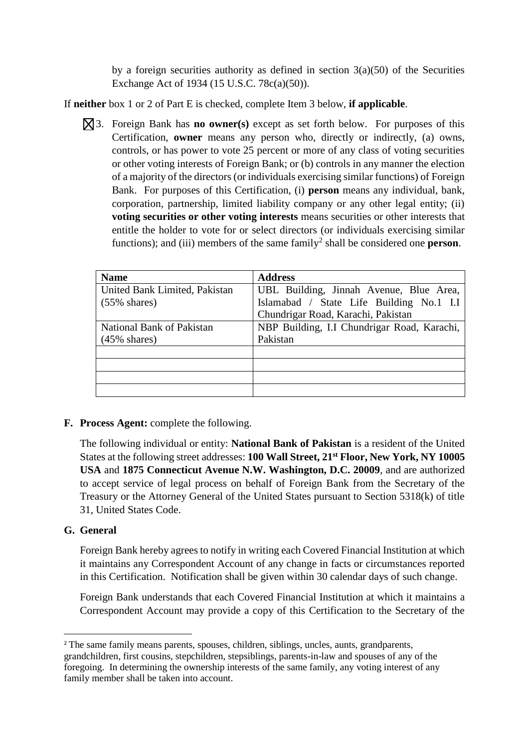by a foreign securities authority as defined in section 3(a)(50) of the Securities Exchange Act of 1934 (15 U.S.C. 78c(a)(50)).

If **neither** box 1 or 2 of Part E is checked, complete Item 3 below, **if applicable**.

☒ 3. Foreign Bank has **no owner(s)** except as set forth below. For purposes of this Certification, **owner** means any person who, directly or indirectly, (a) owns, controls, or has power to vote 25 percent or more of any class of voting securities or other voting interests of Foreign Bank; or (b) controls in any manner the election of a majority of the directors (or individuals exercising similar functions) of Foreign Bank. For purposes of this Certification, (i) **person** means any individual, bank, corporation, partnership, limited liability company or any other legal entity; (ii) **voting securities or other voting interests** means securities or other interests that entitle the holder to vote for or select directors (or individuals exercising similar functions); and (iii) members of the same family[2] shall be considered one **person**.

| **Name** | **Address** |
|---|---|
| United Bank Limited, Pakistan (55% shares) | UBL Building, Jinnah Avenue, Blue Area, Islamabad / State Life Building No.1 I.I Chundrigar Road, Karachi, Pakistan |
| National Bank of Pakistan (45% shares) | NBP Building, I.I Chundrigar Road, Karachi, Pakistan |
| | |
| | |
| | |
| | |

**F. Process Agent:** complete the following.

The following individual or entity: **National Bank of Pakistan** is a resident of the United States at the following street addresses: **100 Wall Street, 21st Floor, New York, NY 10005 USA** and **1875 Connecticut Avenue N.W. Washington, D.C. 20009**, and are authorized to accept service of legal process on behalf of Foreign Bank from the Secretary of the Treasury or the Attorney General of the United States pursuant to Section 5318(k) of title 31, United States Code.

**G. General**

Foreign Bank hereby agrees to notify in writing each Covered Financial Institution at which it maintains any Correspondent Account of any change in facts or circumstances reported in this Certification. Notification shall be given within 30 calendar days of such change.

Foreign Bank understands that each Covered Financial Institution at which it maintains a Correspondent Account may provide a copy of this Certification to the Secretary of the

---

[2] The same family means parents, spouses, children, siblings, uncles, aunts, grandparents, grandchildren, first cousins, stepchildren, stepsiblings, parents-in-law and spouses of any of the foregoing. In determining the ownership interests of the same family, any voting interest of any family member shall be taken into account.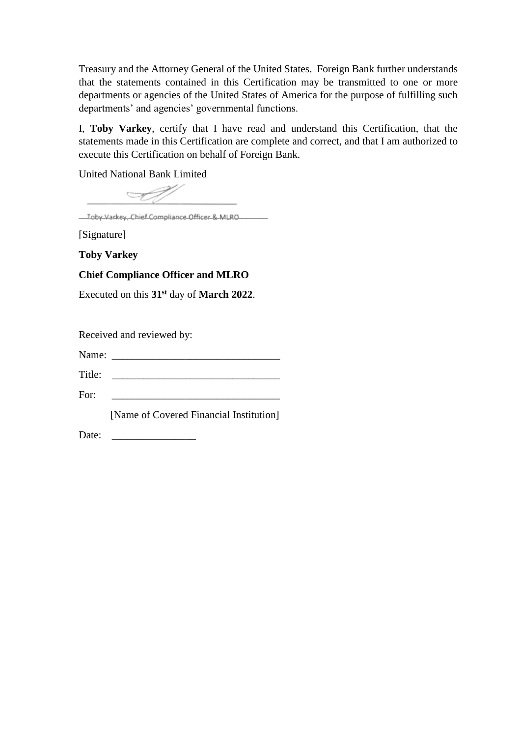Treasury and the Attorney General of the United States. Foreign Bank further understands that the statements contained in this Certification may be transmitted to one or more departments or agencies of the United States of America for the purpose of fulfilling such departments' and agencies' governmental functions.

I, **Toby Varkey**, certify that I have read and understand this Certification, that the statements made in this Certification are complete and correct, and that I am authorized to execute this Certification on behalf of Foreign Bank.

United National Bank Limited

Toby Varkey, Chief Compliance Officer & MLRO

[Signature]

**Toby Varkey**

**Chief Compliance Officer and MLRO**

Executed on this **31st** day of **March 2022**.

Received and reviewed by:

Name: ________________________________

Title: ________________________________

For: ________________________________

[Name of Covered Financial Institution]

Date: ________________